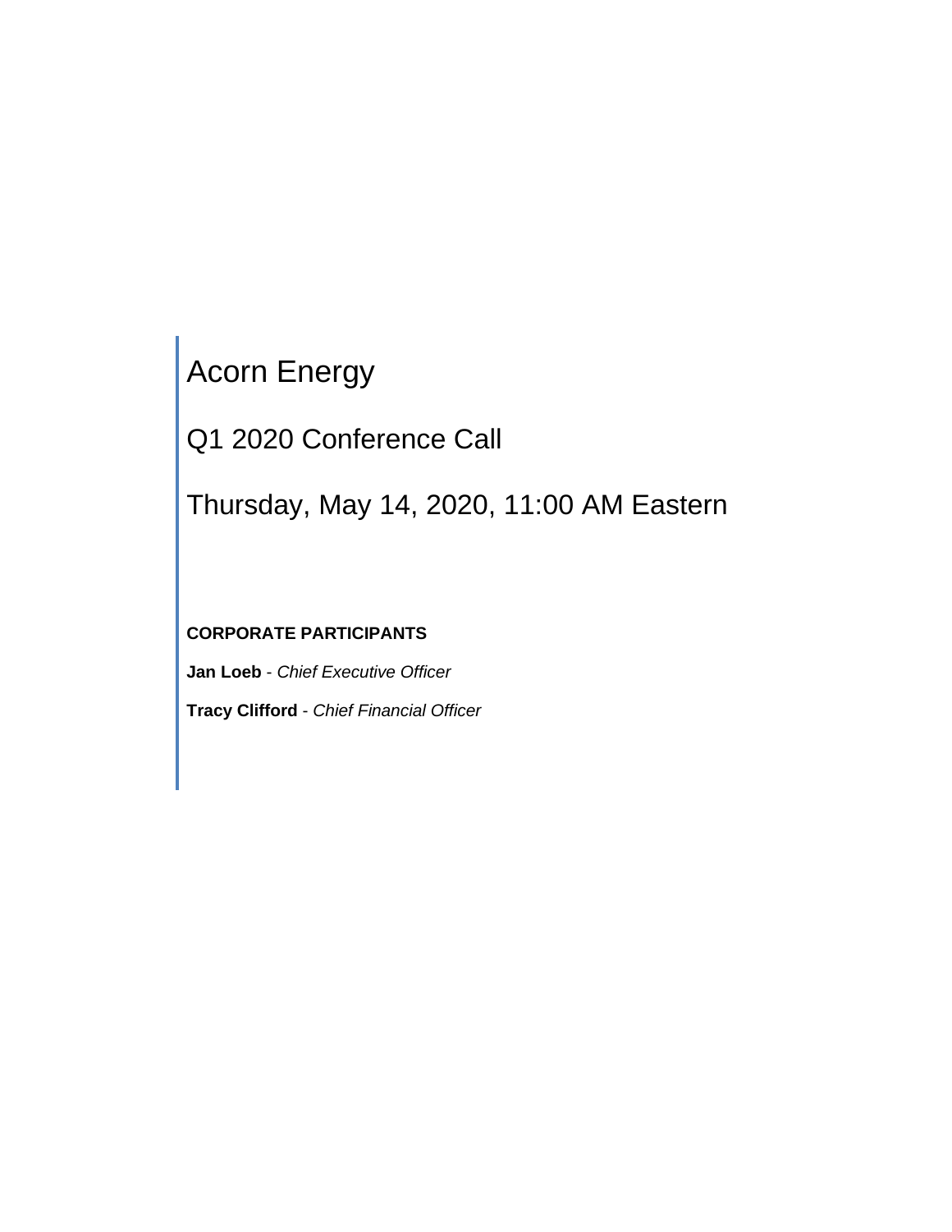# Acorn Energy

## Q1 2020 Conference Call

## Thursday, May 14, 2020, 11:00 AM Eastern

**CORPORATE PARTICIPANTS**

**Jan Loeb** - *Chief Executive Officer*

**Tracy Clifford** - *Chief Financial Officer*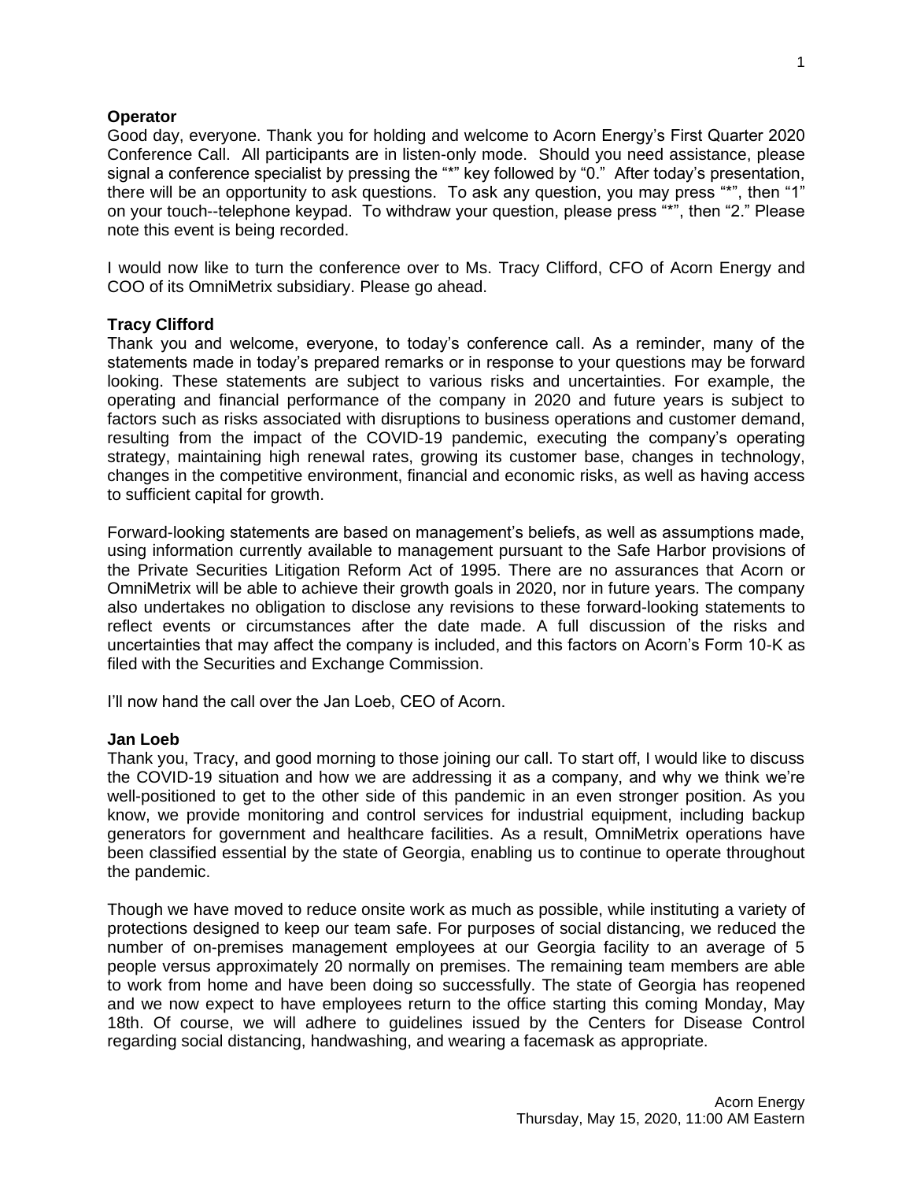**Operator**

Good day, everyone. Thank you for holding and welcome to Acorn Energy's First Quarter 2020 Conference Call. All participants are in listen-only mode. Should you need assistance, please signal a conference specialist by pressing the "*" key followed by "0." After today's presentation, there will be an opportunity to ask questions. To ask any question, you may press "*", then "1" on your touch--telephone keypad. To withdraw your question, please press "*", then "2." Please note this event is being recorded.

I would now like to turn the conference over to Ms. Tracy Clifford, CFO of Acorn Energy and COO of its OmniMetrix subsidiary. Please go ahead.

**Tracy Clifford**

Thank you and welcome, everyone, to today's conference call. As a reminder, many of the statements made in today's prepared remarks or in response to your questions may be forward looking. These statements are subject to various risks and uncertainties. For example, the operating and financial performance of the company in 2020 and future years is subject to factors such as risks associated with disruptions to business operations and customer demand, resulting from the impact of the COVID-19 pandemic, executing the company's operating strategy, maintaining high renewal rates, growing its customer base, changes in technology, changes in the competitive environment, financial and economic risks, as well as having access to sufficient capital for growth.

Forward-looking statements are based on management's beliefs, as well as assumptions made, using information currently available to management pursuant to the Safe Harbor provisions of the Private Securities Litigation Reform Act of 1995. There are no assurances that Acorn or OmniMetrix will be able to achieve their growth goals in 2020, nor in future years. The company also undertakes no obligation to disclose any revisions to these forward-looking statements to reflect events or circumstances after the date made. A full discussion of the risks and uncertainties that may affect the company is included, and this factors on Acorn's Form 10-K as filed with the Securities and Exchange Commission.

I'll now hand the call over the Jan Loeb, CEO of Acorn.

**Jan Loeb**

Thank you, Tracy, and good morning to those joining our call. To start off, I would like to discuss the COVID-19 situation and how we are addressing it as a company, and why we think we're well-positioned to get to the other side of this pandemic in an even stronger position. As you know, we provide monitoring and control services for industrial equipment, including backup generators for government and healthcare facilities. As a result, OmniMetrix operations have been classified essential by the state of Georgia, enabling us to continue to operate throughout the pandemic.

Though we have moved to reduce onsite work as much as possible, while instituting a variety of protections designed to keep our team safe. For purposes of social distancing, we reduced the number of on-premises management employees at our Georgia facility to an average of 5 people versus approximately 20 normally on premises. The remaining team members are able to work from home and have been doing so successfully. The state of Georgia has reopened and we now expect to have employees return to the office starting this coming Monday, May 18th. Of course, we will adhere to guidelines issued by the Centers for Disease Control regarding social distancing, handwashing, and wearing a facemask as appropriate.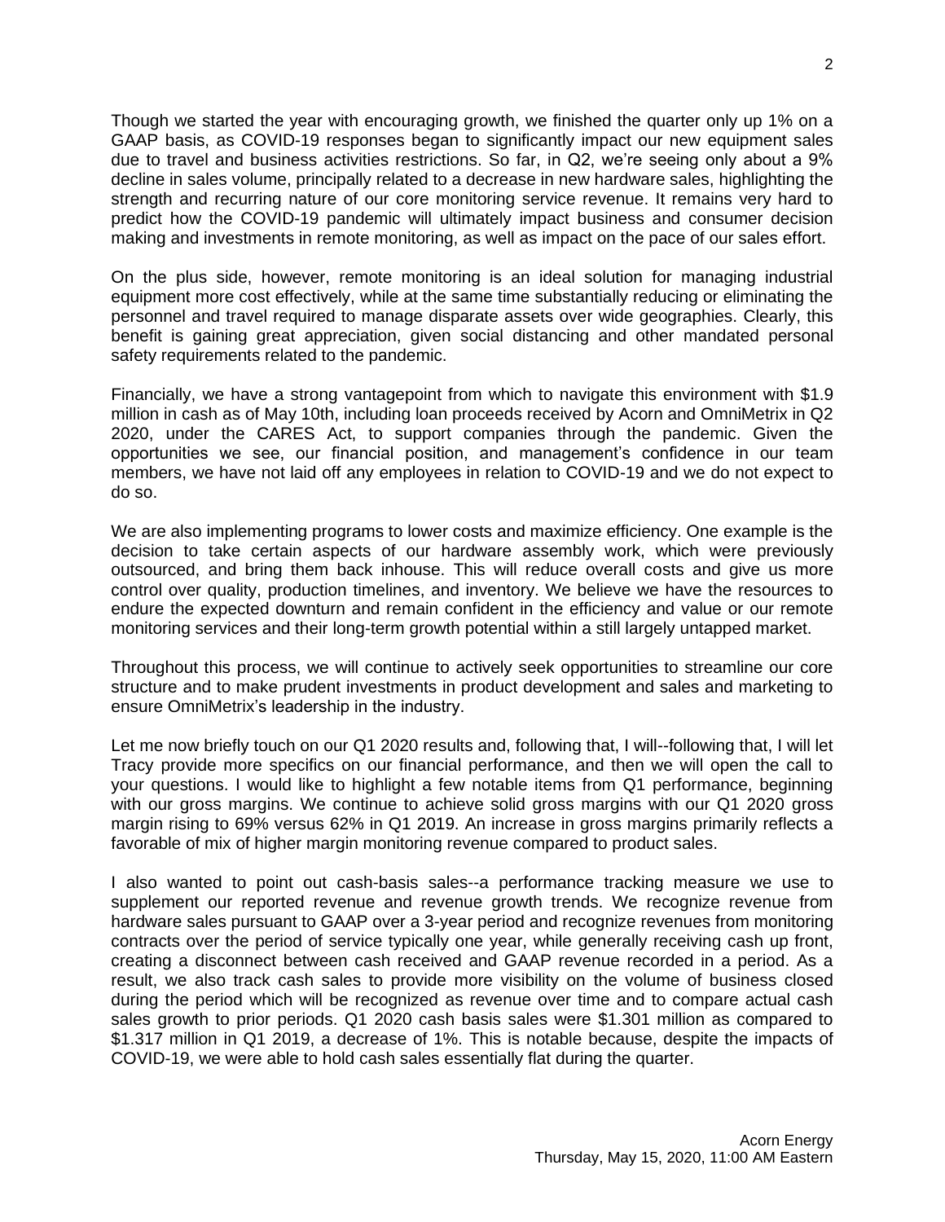Though we started the year with encouraging growth, we finished the quarter only up 1% on a GAAP basis, as COVID-19 responses began to significantly impact our new equipment sales due to travel and business activities restrictions. So far, in Q2, we're seeing only about a 9% decline in sales volume, principally related to a decrease in new hardware sales, highlighting the strength and recurring nature of our core monitoring service revenue. It remains very hard to predict how the COVID-19 pandemic will ultimately impact business and consumer decision making and investments in remote monitoring, as well as impact on the pace of our sales effort.

On the plus side, however, remote monitoring is an ideal solution for managing industrial equipment more cost effectively, while at the same time substantially reducing or eliminating the personnel and travel required to manage disparate assets over wide geographies. Clearly, this benefit is gaining great appreciation, given social distancing and other mandated personal safety requirements related to the pandemic.

Financially, we have a strong vantagepoint from which to navigate this environment with $1.9 million in cash as of May 10th, including loan proceeds received by Acorn and OmniMetrix in Q2 2020, under the CARES Act, to support companies through the pandemic. Given the opportunities we see, our financial position, and management's confidence in our team members, we have not laid off any employees in relation to COVID-19 and we do not expect to do so.

We are also implementing programs to lower costs and maximize efficiency. One example is the decision to take certain aspects of our hardware assembly work, which were previously outsourced, and bring them back inhouse. This will reduce overall costs and give us more control over quality, production timelines, and inventory. We believe we have the resources to endure the expected downturn and remain confident in the efficiency and value or our remote monitoring services and their long-term growth potential within a still largely untapped market.

Throughout this process, we will continue to actively seek opportunities to streamline our core structure and to make prudent investments in product development and sales and marketing to ensure OmniMetrix's leadership in the industry.

Let me now briefly touch on our Q1 2020 results and, following that, I will--following that, I will let Tracy provide more specifics on our financial performance, and then we will open the call to your questions. I would like to highlight a few notable items from Q1 performance, beginning with our gross margins. We continue to achieve solid gross margins with our Q1 2020 gross margin rising to 69% versus 62% in Q1 2019. An increase in gross margins primarily reflects a favorable of mix of higher margin monitoring revenue compared to product sales.

I also wanted to point out cash-basis sales--a performance tracking measure we use to supplement our reported revenue and revenue growth trends. We recognize revenue from hardware sales pursuant to GAAP over a 3-year period and recognize revenues from monitoring contracts over the period of service typically one year, while generally receiving cash up front, creating a disconnect between cash received and GAAP revenue recorded in a period. As a result, we also track cash sales to provide more visibility on the volume of business closed during the period which will be recognized as revenue over time and to compare actual cash sales growth to prior periods. Q1 2020 cash basis sales were $1.301 million as compared to $1.317 million in Q1 2019, a decrease of 1%. This is notable because, despite the impacts of COVID-19, we were able to hold cash sales essentially flat during the quarter.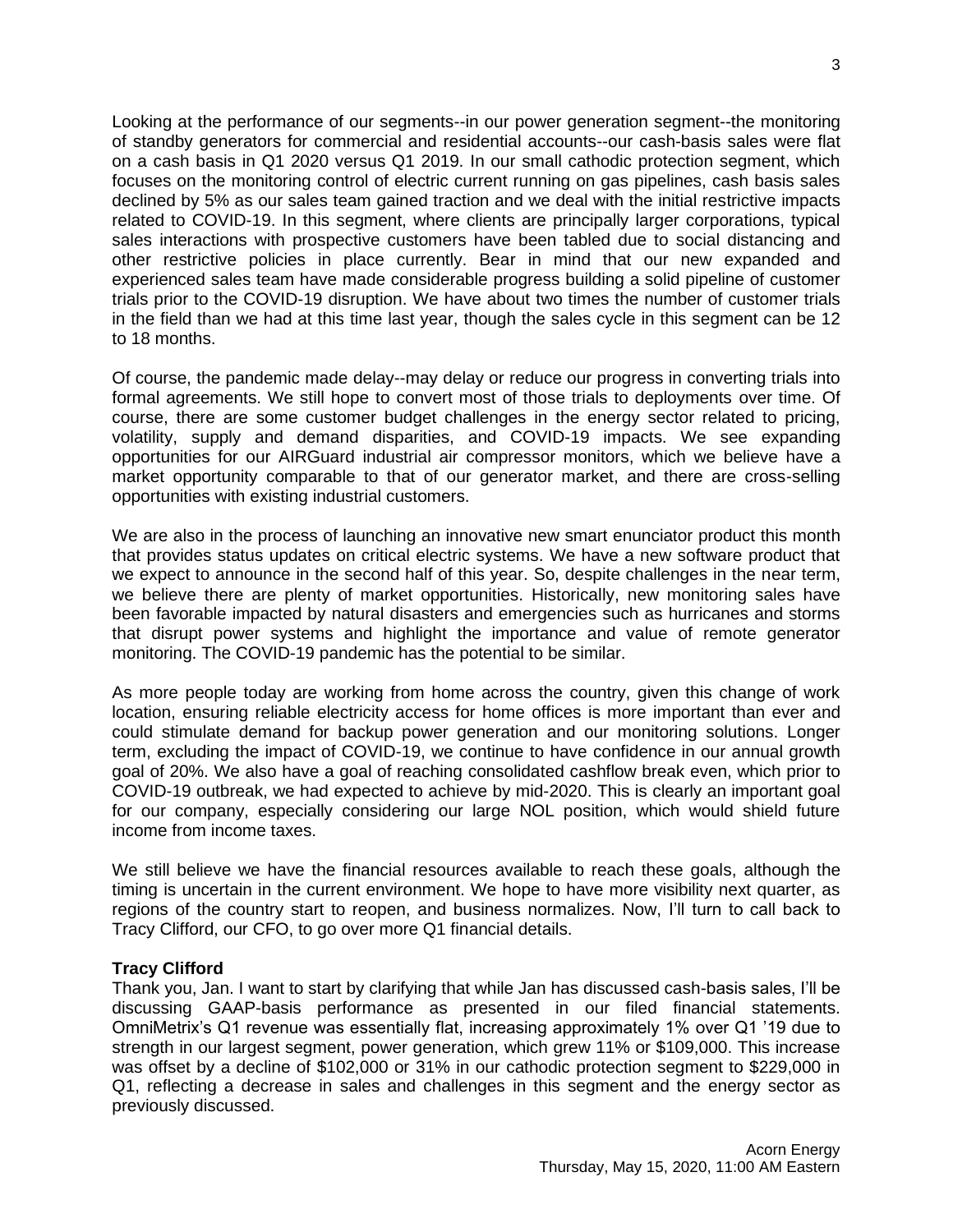Looking at the performance of our segments--in our power generation segment--the monitoring of standby generators for commercial and residential accounts--our cash-basis sales were flat on a cash basis in Q1 2020 versus Q1 2019. In our small cathodic protection segment, which focuses on the monitoring control of electric current running on gas pipelines, cash basis sales declined by 5% as our sales team gained traction and we deal with the initial restrictive impacts related to COVID-19. In this segment, where clients are principally larger corporations, typical sales interactions with prospective customers have been tabled due to social distancing and other restrictive policies in place currently. Bear in mind that our new expanded and experienced sales team have made considerable progress building a solid pipeline of customer trials prior to the COVID-19 disruption. We have about two times the number of customer trials in the field than we had at this time last year, though the sales cycle in this segment can be 12 to 18 months.

Of course, the pandemic made delay--may delay or reduce our progress in converting trials into formal agreements. We still hope to convert most of those trials to deployments over time. Of course, there are some customer budget challenges in the energy sector related to pricing, volatility, supply and demand disparities, and COVID-19 impacts. We see expanding opportunities for our AIRGuard industrial air compressor monitors, which we believe have a market opportunity comparable to that of our generator market, and there are cross-selling opportunities with existing industrial customers.

We are also in the process of launching an innovative new smart enunciator product this month that provides status updates on critical electric systems. We have a new software product that we expect to announce in the second half of this year. So, despite challenges in the near term, we believe there are plenty of market opportunities. Historically, new monitoring sales have been favorable impacted by natural disasters and emergencies such as hurricanes and storms that disrupt power systems and highlight the importance and value of remote generator monitoring. The COVID-19 pandemic has the potential to be similar.

As more people today are working from home across the country, given this change of work location, ensuring reliable electricity access for home offices is more important than ever and could stimulate demand for backup power generation and our monitoring solutions. Longer term, excluding the impact of COVID-19, we continue to have confidence in our annual growth goal of 20%. We also have a goal of reaching consolidated cashflow break even, which prior to COVID-19 outbreak, we had expected to achieve by mid-2020. This is clearly an important goal for our company, especially considering our large NOL position, which would shield future income from income taxes.

We still believe we have the financial resources available to reach these goals, although the timing is uncertain in the current environment. We hope to have more visibility next quarter, as regions of the country start to reopen, and business normalizes. Now, I'll turn to call back to Tracy Clifford, our CFO, to go over more Q1 financial details.

**Tracy Clifford**
Thank you, Jan. I want to start by clarifying that while Jan has discussed cash-basis sales, I'll be discussing GAAP-basis performance as presented in our filed financial statements. OmniMetrix's Q1 revenue was essentially flat, increasing approximately 1% over Q1 '19 due to strength in our largest segment, power generation, which grew 11% or $109,000. This increase was offset by a decline of $102,000 or 31% in our cathodic protection segment to $229,000 in Q1, reflecting a decrease in sales and challenges in this segment and the energy sector as previously discussed.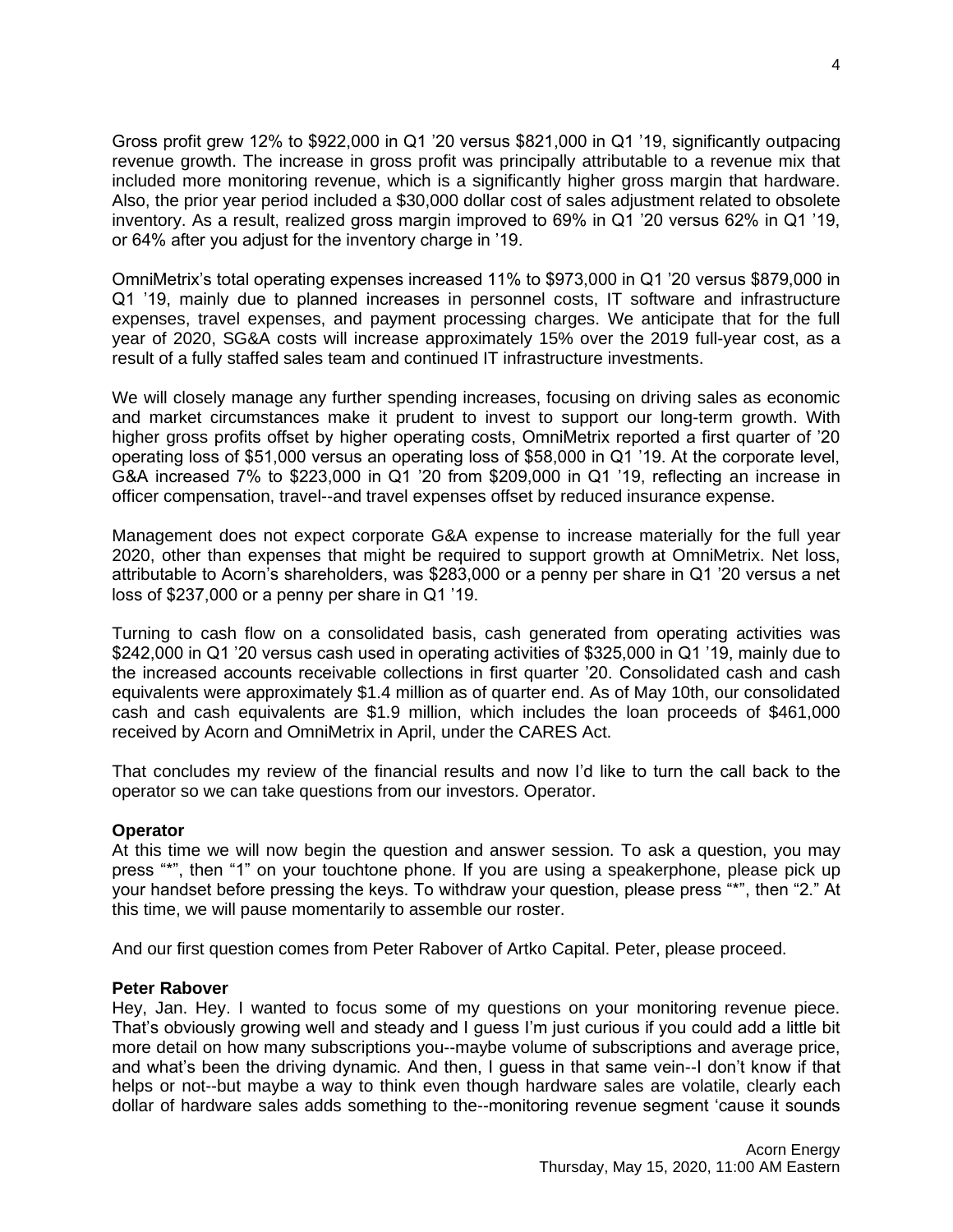Gross profit grew 12% to $922,000 in Q1 '20 versus $821,000 in Q1 '19, significantly outpacing revenue growth. The increase in gross profit was principally attributable to a revenue mix that included more monitoring revenue, which is a significantly higher gross margin that hardware. Also, the prior year period included a $30,000 dollar cost of sales adjustment related to obsolete inventory. As a result, realized gross margin improved to 69% in Q1 '20 versus 62% in Q1 '19, or 64% after you adjust for the inventory charge in '19.

OmniMetrix's total operating expenses increased 11% to $973,000 in Q1 '20 versus $879,000 in Q1 '19, mainly due to planned increases in personnel costs, IT software and infrastructure expenses, travel expenses, and payment processing charges. We anticipate that for the full year of 2020, SG&A costs will increase approximately 15% over the 2019 full-year cost, as a result of a fully staffed sales team and continued IT infrastructure investments.

We will closely manage any further spending increases, focusing on driving sales as economic and market circumstances make it prudent to invest to support our long-term growth. With higher gross profits offset by higher operating costs, OmniMetrix reported a first quarter of '20 operating loss of $51,000 versus an operating loss of $58,000 in Q1 '19. At the corporate level, G&A increased 7% to $223,000 in Q1 '20 from $209,000 in Q1 '19, reflecting an increase in officer compensation, travel--and travel expenses offset by reduced insurance expense.

Management does not expect corporate G&A expense to increase materially for the full year 2020, other than expenses that might be required to support growth at OmniMetrix. Net loss, attributable to Acorn's shareholders, was $283,000 or a penny per share in Q1 '20 versus a net loss of $237,000 or a penny per share in Q1 '19.

Turning to cash flow on a consolidated basis, cash generated from operating activities was $242,000 in Q1 '20 versus cash used in operating activities of $325,000 in Q1 '19, mainly due to the increased accounts receivable collections in first quarter '20. Consolidated cash and cash equivalents were approximately $1.4 million as of quarter end. As of May 10th, our consolidated cash and cash equivalents are $1.9 million, which includes the loan proceeds of $461,000 received by Acorn and OmniMetrix in April, under the CARES Act.

That concludes my review of the financial results and now I'd like to turn the call back to the operator so we can take questions from our investors. Operator.

**Operator**
At this time we will now begin the question and answer session. To ask a question, you may press "*", then "1" on your touchtone phone. If you are using a speakerphone, please pick up your handset before pressing the keys. To withdraw your question, please press "*", then "2." At this time, we will pause momentarily to assemble our roster.

And our first question comes from Peter Rabover of Artko Capital. Peter, please proceed.

**Peter Rabover**
Hey, Jan. Hey. I wanted to focus some of my questions on your monitoring revenue piece. That's obviously growing well and steady and I guess I'm just curious if you could add a little bit more detail on how many subscriptions you--maybe volume of subscriptions and average price, and what's been the driving dynamic. And then, I guess in that same vein--I don't know if that helps or not--but maybe a way to think even though hardware sales are volatile, clearly each dollar of hardware sales adds something to the--monitoring revenue segment 'cause it sounds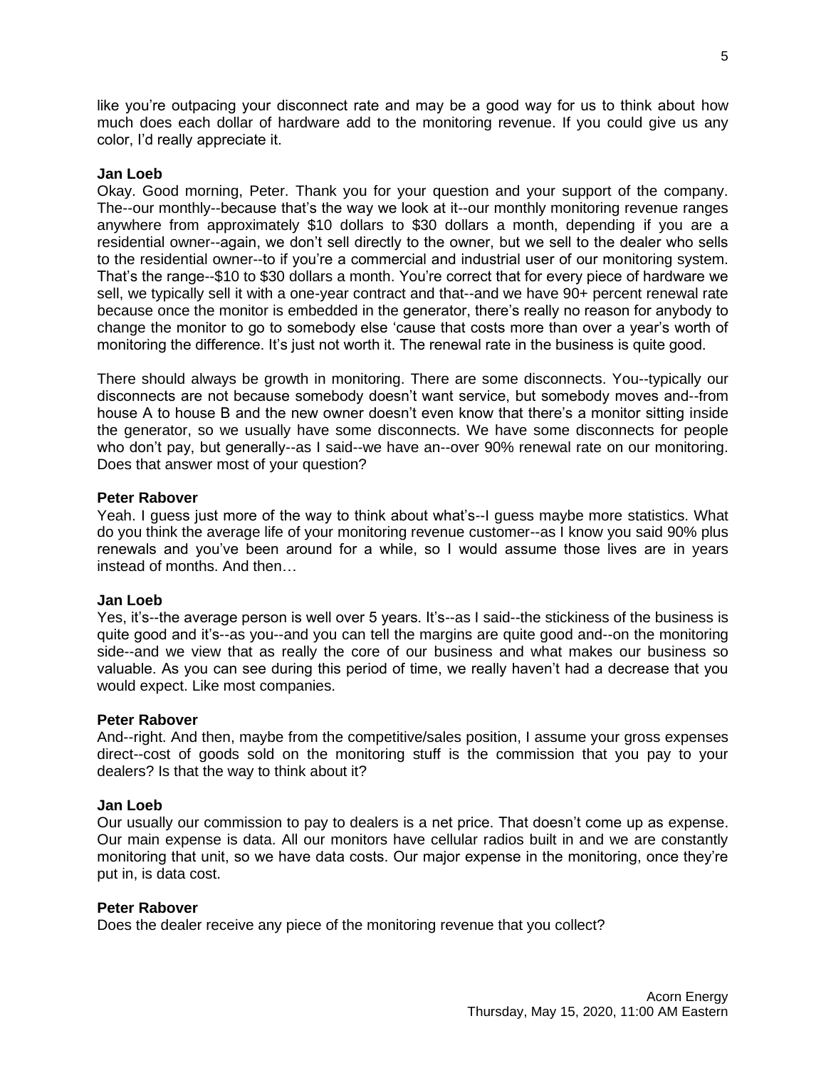like you're outpacing your disconnect rate and may be a good way for us to think about how much does each dollar of hardware add to the monitoring revenue. If you could give us any color, I'd really appreciate it.

**Jan Loeb**

Okay. Good morning, Peter. Thank you for your question and your support of the company. The--our monthly--because that's the way we look at it--our monthly monitoring revenue ranges anywhere from approximately $10 dollars to $30 dollars a month, depending if you are a residential owner--again, we don't sell directly to the owner, but we sell to the dealer who sells to the residential owner--to if you're a commercial and industrial user of our monitoring system. That's the range--$10 to $30 dollars a month. You're correct that for every piece of hardware we sell, we typically sell it with a one-year contract and that--and we have 90+ percent renewal rate because once the monitor is embedded in the generator, there's really no reason for anybody to change the monitor to go to somebody else 'cause that costs more than over a year's worth of monitoring the difference. It's just not worth it. The renewal rate in the business is quite good.

There should always be growth in monitoring. There are some disconnects. You--typically our disconnects are not because somebody doesn't want service, but somebody moves and--from house A to house B and the new owner doesn't even know that there's a monitor sitting inside the generator, so we usually have some disconnects. We have some disconnects for people who don't pay, but generally--as I said--we have an--over 90% renewal rate on our monitoring. Does that answer most of your question?

**Peter Rabover**

Yeah. I guess just more of the way to think about what's--I guess maybe more statistics. What do you think the average life of your monitoring revenue customer--as I know you said 90% plus renewals and you've been around for a while, so I would assume those lives are in years instead of months. And then…

**Jan Loeb**

Yes, it's--the average person is well over 5 years. It's--as I said--the stickiness of the business is quite good and it's--as you--and you can tell the margins are quite good and--on the monitoring side--and we view that as really the core of our business and what makes our business so valuable. As you can see during this period of time, we really haven't had a decrease that you would expect. Like most companies.

**Peter Rabover**

And--right. And then, maybe from the competitive/sales position, I assume your gross expenses direct--cost of goods sold on the monitoring stuff is the commission that you pay to your dealers? Is that the way to think about it?

**Jan Loeb**

Our usually our commission to pay to dealers is a net price. That doesn't come up as expense. Our main expense is data. All our monitors have cellular radios built in and we are constantly monitoring that unit, so we have data costs. Our major expense in the monitoring, once they're put in, is data cost.

**Peter Rabover**

Does the dealer receive any piece of the monitoring revenue that you collect?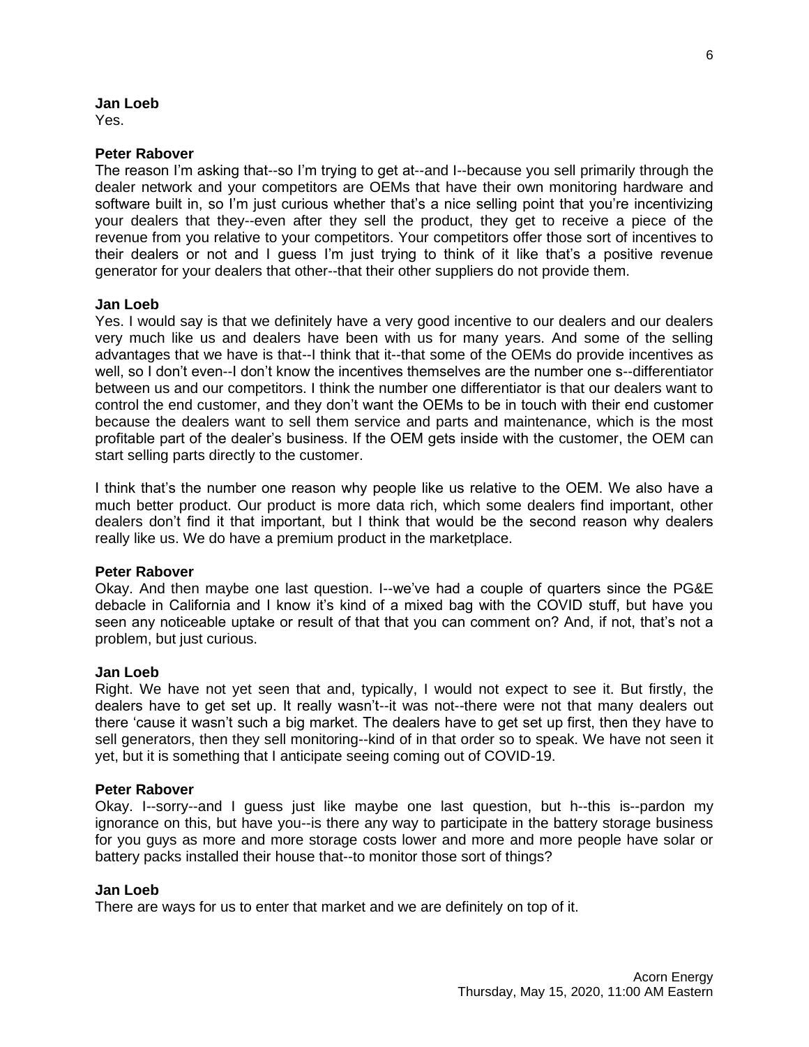**Jan Loeb**
Yes.

**Peter Rabover**
The reason I'm asking that--so I'm trying to get at--and I--because you sell primarily through the dealer network and your competitors are OEMs that have their own monitoring hardware and software built in, so I'm just curious whether that's a nice selling point that you're incentivizing your dealers that they--even after they sell the product, they get to receive a piece of the revenue from you relative to your competitors. Your competitors offer those sort of incentives to their dealers or not and I guess I'm just trying to think of it like that's a positive revenue generator for your dealers that other--that their other suppliers do not provide them.

**Jan Loeb**
Yes. I would say is that we definitely have a very good incentive to our dealers and our dealers very much like us and dealers have been with us for many years. And some of the selling advantages that we have is that--I think that it--that some of the OEMs do provide incentives as well, so I don't even--I don't know the incentives themselves are the number one s--differentiator between us and our competitors. I think the number one differentiator is that our dealers want to control the end customer, and they don't want the OEMs to be in touch with their end customer because the dealers want to sell them service and parts and maintenance, which is the most profitable part of the dealer's business. If the OEM gets inside with the customer, the OEM can start selling parts directly to the customer.

I think that's the number one reason why people like us relative to the OEM. We also have a much better product. Our product is more data rich, which some dealers find important, other dealers don't find it that important, but I think that would be the second reason why dealers really like us. We do have a premium product in the marketplace.

**Peter Rabover**
Okay. And then maybe one last question. I--we've had a couple of quarters since the PG&E debacle in California and I know it's kind of a mixed bag with the COVID stuff, but have you seen any noticeable uptake or result of that that you can comment on? And, if not, that's not a problem, but just curious.

**Jan Loeb**
Right. We have not yet seen that and, typically, I would not expect to see it. But firstly, the dealers have to get set up. It really wasn't--it was not--there were not that many dealers out there 'cause it wasn't such a big market. The dealers have to get set up first, then they have to sell generators, then they sell monitoring--kind of in that order so to speak. We have not seen it yet, but it is something that I anticipate seeing coming out of COVID-19.

**Peter Rabover**
Okay. I--sorry--and I guess just like maybe one last question, but h--this is--pardon my ignorance on this, but have you--is there any way to participate in the battery storage business for you guys as more and more storage costs lower and more and more people have solar or battery packs installed their house that--to monitor those sort of things?

**Jan Loeb**
There are ways for us to enter that market and we are definitely on top of it.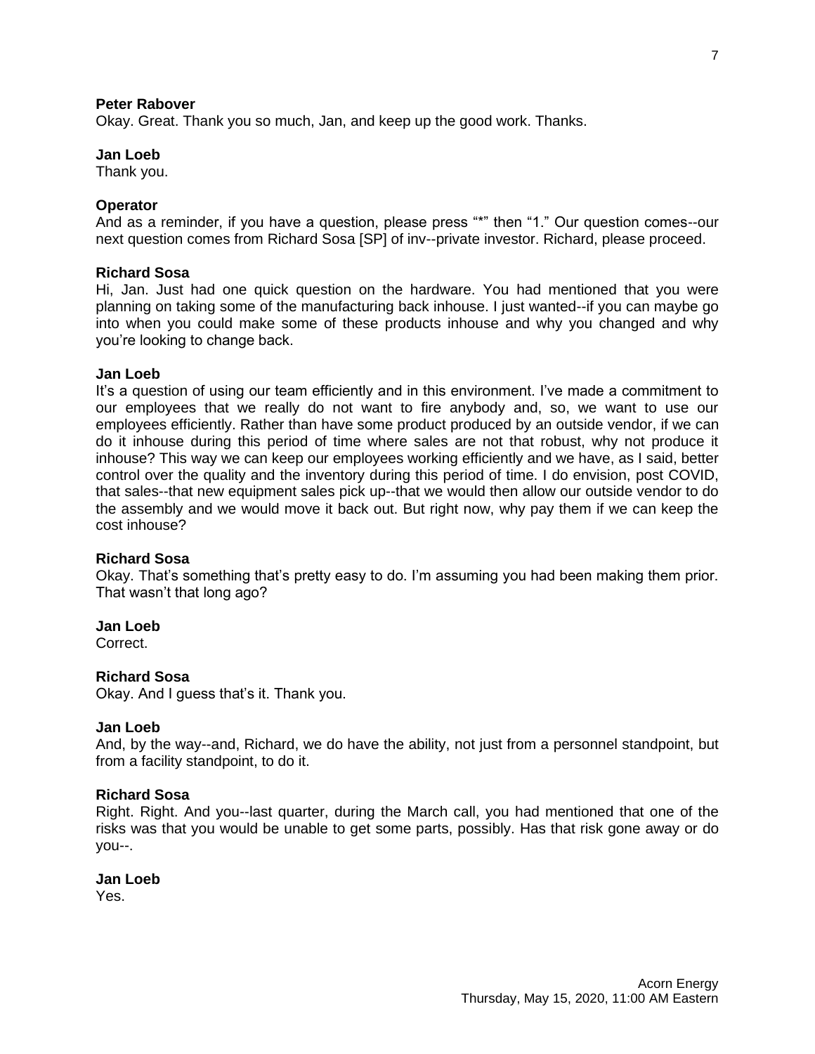**Peter Rabover**
Okay. Great. Thank you so much, Jan, and keep up the good work. Thanks.

**Jan Loeb**
Thank you.

**Operator**
And as a reminder, if you have a question, please press "*" then "1." Our question comes--our next question comes from Richard Sosa [SP] of inv--private investor. Richard, please proceed.

**Richard Sosa**
Hi, Jan. Just had one quick question on the hardware. You had mentioned that you were planning on taking some of the manufacturing back inhouse. I just wanted--if you can maybe go into when you could make some of these products inhouse and why you changed and why you're looking to change back.

**Jan Loeb**
It's a question of using our team efficiently and in this environment. I've made a commitment to our employees that we really do not want to fire anybody and, so, we want to use our employees efficiently. Rather than have some product produced by an outside vendor, if we can do it inhouse during this period of time where sales are not that robust, why not produce it inhouse? This way we can keep our employees working efficiently and we have, as I said, better control over the quality and the inventory during this period of time. I do envision, post COVID, that sales--that new equipment sales pick up--that we would then allow our outside vendor to do the assembly and we would move it back out. But right now, why pay them if we can keep the cost inhouse?

**Richard Sosa**
Okay. That's something that's pretty easy to do. I'm assuming you had been making them prior. That wasn't that long ago?

**Jan Loeb**
Correct.

**Richard Sosa**
Okay. And I guess that's it. Thank you.

**Jan Loeb**
And, by the way--and, Richard, we do have the ability, not just from a personnel standpoint, but from a facility standpoint, to do it.

**Richard Sosa**
Right. Right. And you--last quarter, during the March call, you had mentioned that one of the risks was that you would be unable to get some parts, possibly. Has that risk gone away or do you--.

**Jan Loeb**
Yes.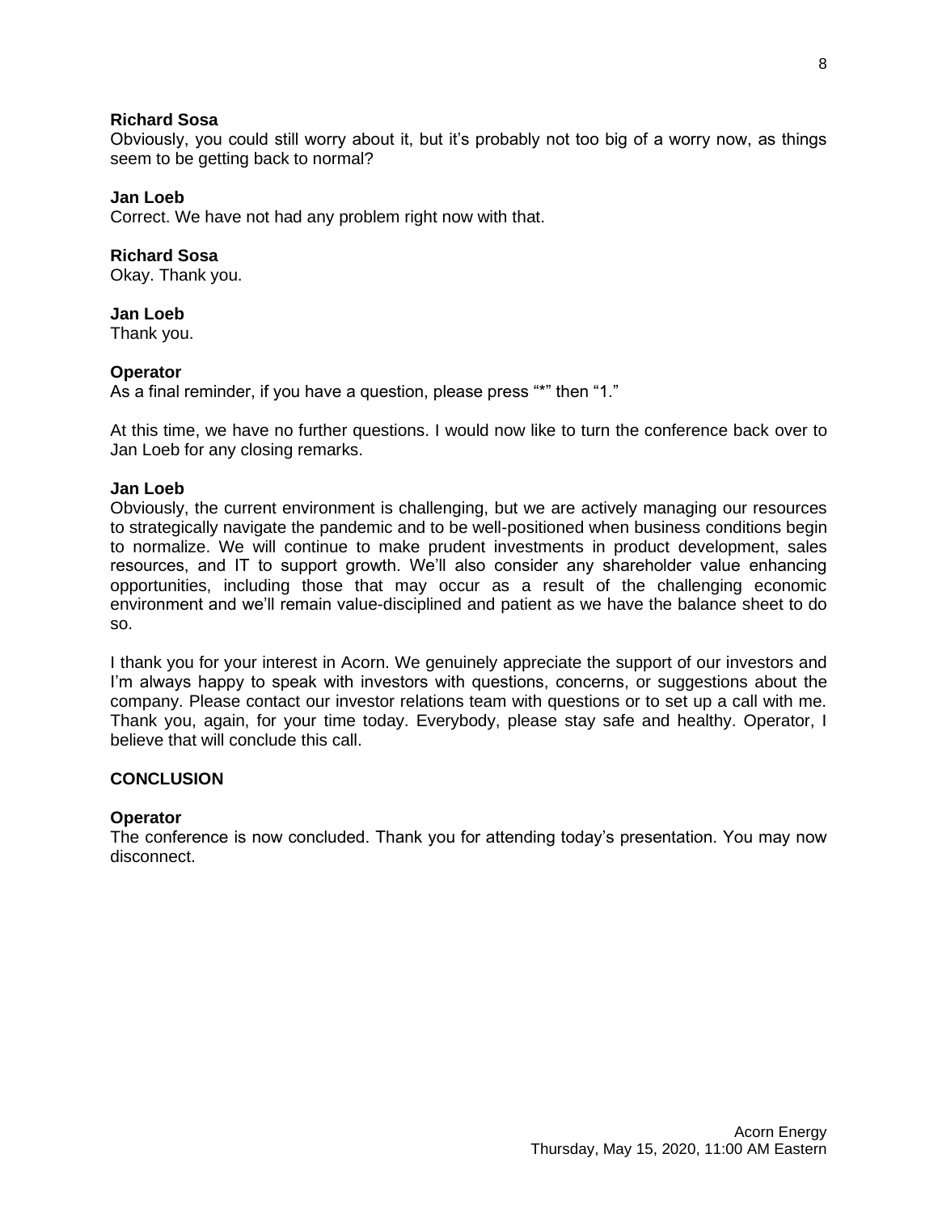**Richard Sosa**
Obviously, you could still worry about it, but it's probably not too big of a worry now, as things seem to be getting back to normal?

**Jan Loeb**
Correct. We have not had any problem right now with that.

**Richard Sosa**
Okay. Thank you.

**Jan Loeb**
Thank you.

**Operator**
As a final reminder, if you have a question, please press "*" then "1."

At this time, we have no further questions. I would now like to turn the conference back over to Jan Loeb for any closing remarks.

**Jan Loeb**
Obviously, the current environment is challenging, but we are actively managing our resources to strategically navigate the pandemic and to be well-positioned when business conditions begin to normalize. We will continue to make prudent investments in product development, sales resources, and IT to support growth. We'll also consider any shareholder value enhancing opportunities, including those that may occur as a result of the challenging economic environment and we'll remain value-disciplined and patient as we have the balance sheet to do so.

I thank you for your interest in Acorn. We genuinely appreciate the support of our investors and I'm always happy to speak with investors with questions, concerns, or suggestions about the company. Please contact our investor relations team with questions or to set up a call with me. Thank you, again, for your time today. Everybody, please stay safe and healthy. Operator, I believe that will conclude this call.

**CONCLUSION**

**Operator**
The conference is now concluded. Thank you for attending today's presentation. You may now disconnect.